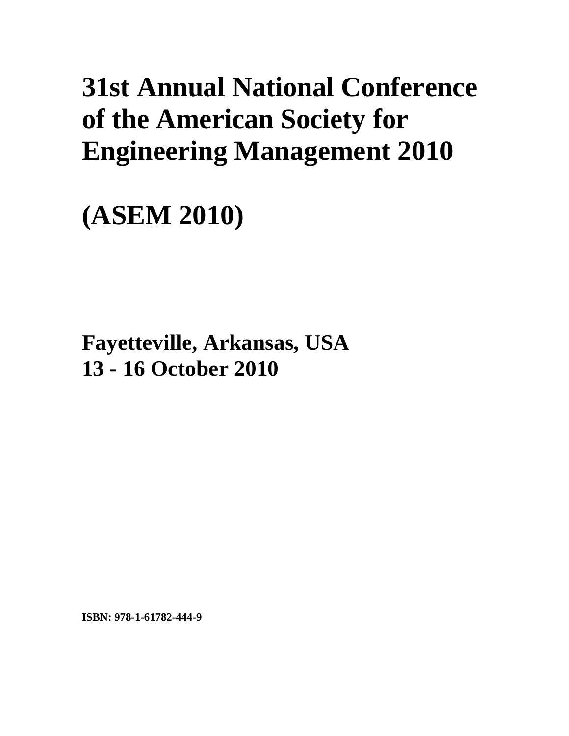# 31st Annual National Conference of the American Society for Engineering Management 2010

# (ASEM 2010)

## Fayetteville, Arkansas, USA
## 13 - 16 October 2010

**ISBN: 978-1-61782-444-9**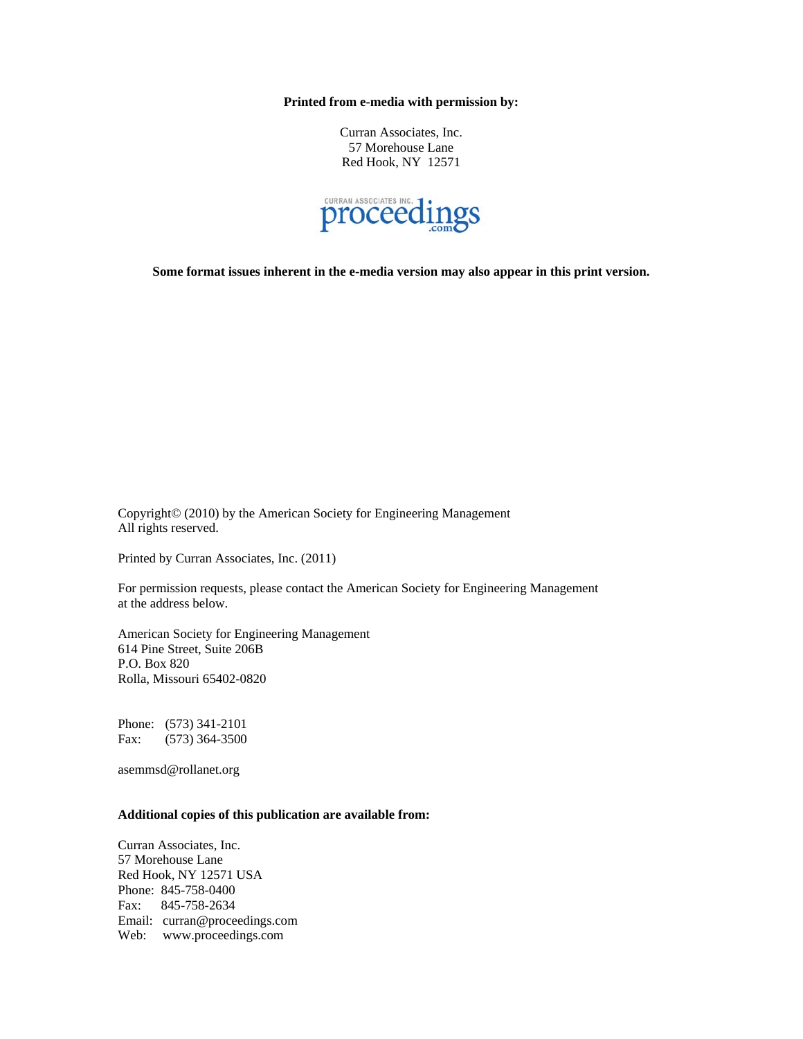**Printed from e-media with permission by:**

Curran Associates, Inc.
57 Morehouse Lane
Red Hook, NY 12571

CURRAN ASSOCIATES INC. proceedings.com

**Some format issues inherent in the e-media version may also appear in this print version.**

Copyright© (2010) by the American Society for Engineering Management
All rights reserved.

Printed by Curran Associates, Inc. (2011)

For permission requests, please contact the American Society for Engineering Management at the address below.

American Society for Engineering Management
614 Pine Street, Suite 206B
P.O. Box 820
Rolla, Missouri 65402-0820

Phone: (573) 341-2101
Fax: (573) 364-3500

asemmsd@rollanet.org

**Additional copies of this publication are available from:**

Curran Associates, Inc.
57 Morehouse Lane
Red Hook, NY 12571 USA
Phone: 845-758-0400
Fax: 845-758-2634
Email: curran@proceedings.com
Web: www.proceedings.com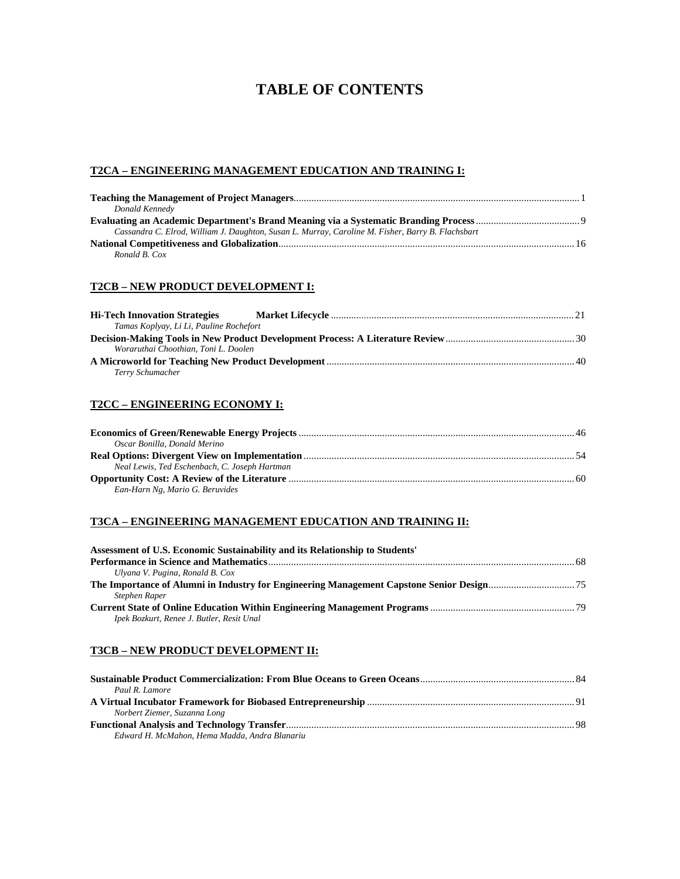# TABLE OF CONTENTS

## T2CA – ENGINEERING MANAGEMENT EDUCATION AND TRAINING I:

**Teaching the Management of Project Managers** ........................................ 1
*Donald Kennedy*

**Evaluating an Academic Department's Brand Meaning via a Systematic Branding Process** ........................................ 9
*Cassandra C. Elrod, William J. Daughton, Susan L. Murray, Caroline M. Fisher, Barry B. Flachsbart*

**National Competitiveness and Globalization** ........................................ 16
*Ronald B. Cox*

## T2CB – NEW PRODUCT DEVELOPMENT I:

**Hi-Tech Innovation Strategies Market Lifecycle** ........................................ 21
*Tamas Koplyay, Li Li, Pauline Rochefort*

**Decision-Making Tools in New Product Development Process: A Literature Review** ........................................ 30
*Woraruthai Choothian, Toni L. Doolen*

**A Microworld for Teaching New Product Development** ........................................ 40
*Terry Schumacher*

## T2CC – ENGINEERING ECONOMY I:

**Economics of Green/Renewable Energy Projects** ........................................ 46
*Oscar Bonilla, Donald Merino*

**Real Options: Divergent View on Implementation** ........................................ 54
*Neal Lewis, Ted Eschenbach, C. Joseph Hartman*

**Opportunity Cost: A Review of the Literature** ........................................ 60
*Ean-Harn Ng, Mario G. Beruvides*

## T3CA – ENGINEERING MANAGEMENT EDUCATION AND TRAINING II:

**Assessment of U.S. Economic Sustainability and its Relationship to Students' Performance in Science and Mathematics** ........................................ 68
*Ulyana V. Pugina, Ronald B. Cox*

**The Importance of Alumni in Industry for Engineering Management Capstone Senior Design** ........................................ 75
*Stephen Raper*

**Current State of Online Education Within Engineering Management Programs** ........................................ 79
*Ipek Bozkurt, Renee J. Butler, Resit Unal*

## T3CB – NEW PRODUCT DEVELOPMENT II:

**Sustainable Product Commercialization: From Blue Oceans to Green Oceans** ........................................ 84
*Paul R. Lamore*

**A Virtual Incubator Framework for Biobased Entrepreneurship** ........................................ 91
*Norbert Ziemer, Suzanna Long*

**Functional Analysis and Technology Transfer** ........................................ 98
*Edward H. McMahon, Hema Madda, Andra Blanariu*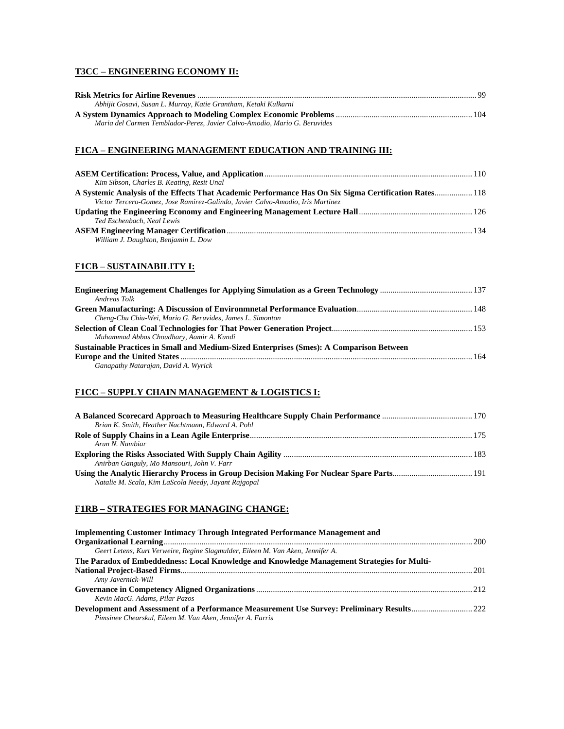## T3CC – ENGINEERING ECONOMY II:

**Risk Metrics for Airline Revenues** ........ 99
*Abhijit Gosavi, Susan L. Murray, Katie Grantham, Ketaki Kulkarni*

**A System Dynamics Approach to Modeling Complex Economic Problems** ........ 104
*Maria del Carmen Temblador-Perez, Javier Calvo-Amodio, Mario G. Beruvides*

## F1CA – ENGINEERING MANAGEMENT EDUCATION AND TRAINING III:

**ASEM Certification: Process, Value, and Application** ........ 110
*Kim Sibson, Charles B. Keating, Resit Unal*

**A Systemic Analysis of the Effects That Academic Performance Has On Six Sigma Certification Rates** ........ 118
*Victor Tercero-Gomez, Jose Ramirez-Galindo, Javier Calvo-Amodio, Iris Martinez*

**Updating the Engineering Economy and Engineering Management Lecture Hall** ........ 126
*Ted Eschenbach, Neal Lewis*

**ASEM Engineering Manager Certification** ........ 134
*William J. Daughton, Benjamin L. Dow*

## F1CB – SUSTAINABILITY I:

**Engineering Management Challenges for Applying Simulation as a Green Technology** ........ 137
*Andreas Tolk*

**Green Manufacturing: A Discussion of Environmnetal Performance Evaluation** ........ 148
*Cheng-Chu Chiu-Wei, Mario G. Beruvides, James L. Simonton*

**Selection of Clean Coal Technologies for Thar Power Generation Project** ........ 153
*Muhammad Abbas Choudhary, Aamir A. Kundi*

**Sustainable Practices in Small and Medium-Sized Enterprises (Smes): A Comparison Between Europe and the United States** ........ 164
*Ganapathy Natarajan, David A. Wyrick*

## F1CC – SUPPLY CHAIN MANAGEMENT & LOGISTICS I:

**A Balanced Scorecard Approach to Measuring Healthcare Supply Chain Performance** ........ 170
*Brian K. Smith, Heather Nachtmann, Edward A. Pohl*

**Role of Supply Chains in a Lean Agile Enterprise** ........ 175
*Arun N. Nambiar*

**Exploring the Risks Associated With Supply Chain Agility** ........ 183
*Anirban Ganguly, Mo Mansouri, John V. Farr*

**Using the Analytic Hierarchy Process in Group Decision Making For Nuclear Spare Parts** ........ 191
*Natalie M. Scala, Kim LaScola Needy, Jayant Rajgopal*

## F1RB – STRATEGIES FOR MANAGING CHANGE:

**Implementing Customer Intimacy Through Integrated Performance Management and Organizational Learning** ........ 200
*Geert Letens, Kurt Verweire, Regine Slagmulder, Eileen M. Van Aken, Jennifer A.*

**The Paradox of Embeddedness: Local Knowledge and Knowledge Management Strategies for Multi-National Project-Based Firms** ........ 201
*Amy Javernick-Will*

**Governance in Competency Aligned Organizations** ........ 212
*Kevin MacG. Adams, Pilar Pazos*

**Development and Assessment of a Performance Measurement Use Survey: Preliminary Results** ........ 222
*Pimsinee Chearskul, Eileen M. Van Aken, Jennifer A. Farris*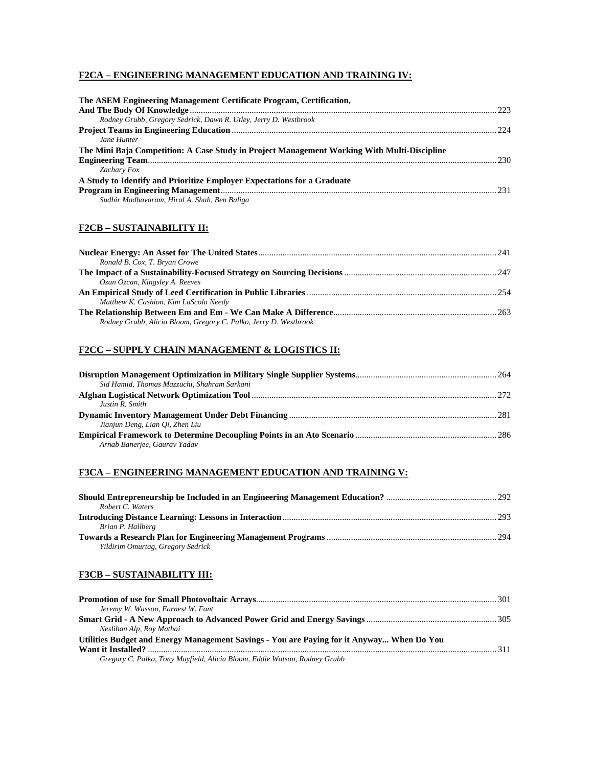## F2CA – ENGINEERING MANAGEMENT EDUCATION AND TRAINING IV:

**The ASEM Engineering Management Certificate Program, Certification, And The Body Of Knowledge** ........ 223
*Rodney Grubb, Gregory Sedrick, Dawn R. Utley, Jerry D. Westbrook*

**Project Teams in Engineering Education** ........ 224
*Jane Hunter*

**The Mini Baja Competition: A Case Study in Project Management Working With Multi-Discipline Engineering Team** ........ 230
*Zachary Fox*

**A Study to Identify and Prioritize Employer Expectations for a Graduate Program in Engineering Management** ........ 231
*Sudhir Madhavaram, Hiral A. Shah, Ben Baliga*

## F2CB – SUSTAINABILITY II:

**Nuclear Energy: An Asset for The United States** ........ 241
*Ronald B. Cox, T. Bryan Crowe*

**The Impact of a Sustainability-Focused Strategy on Sourcing Decisions** ........ 247
*Ozan Ozcan, Kingsley A. Reeves*

**An Empirical Study of Leed Certification in Public Libraries** ........ 254
*Matthew K. Cashion, Kim LaScola Needy*

**The Relationship Between Em and Em - We Can Make A Difference** ........ 263
*Rodney Grubb, Alicia Bloom, Gregory C. Palko, Jerry D. Westbrook*

## F2CC – SUPPLY CHAIN MANAGEMENT & LOGISTICS II:

**Disruption Management Optimization in Military Single Supplier Systems** ........ 264
*Sid Hamid, Thomas Mazzuchi, Shahram Sarkani*

**Afghan Logistical Network Optimization Tool** ........ 272
*Justin R. Smith*

**Dynamic Inventory Management Under Debt Financing** ........ 281
*Jianjun Deng, Lian Qi, Zhen Liu*

**Empirical Framework to Determine Decoupling Points in an Ato Scenario** ........ 286
*Arnab Banerjee, Gaurav Yadav*

## F3CA – ENGINEERING MANAGEMENT EDUCATION AND TRAINING V:

**Should Entrepreneurship be Included in an Engineering Management Education?** ........ 292
*Robert C. Waters*

**Introducing Distance Learning: Lessons in Interaction** ........ 293
*Brian P. Hallberg*

**Towards a Research Plan for Engineering Management Programs** ........ 294
*Yildirim Omurtag, Gregory Sedrick*

## F3CB – SUSTAINABILITY III:

**Promotion of use for Small Photovoltaic Arrays** ........ 301
*Jeremy W. Wasson, Earnest W. Fant*

**Smart Grid - A New Approach to Advanced Power Grid and Energy Savings** ........ 305
*Neslihan Alp, Roy Mathai*

**Utilities Budget and Energy Management Savings - You are Paying for it Anyway... When Do You Want it Installed?** ........ 311
*Gregory C. Palko, Tony Mayfield, Alicia Bloom, Eddie Watson, Rodney Grubb*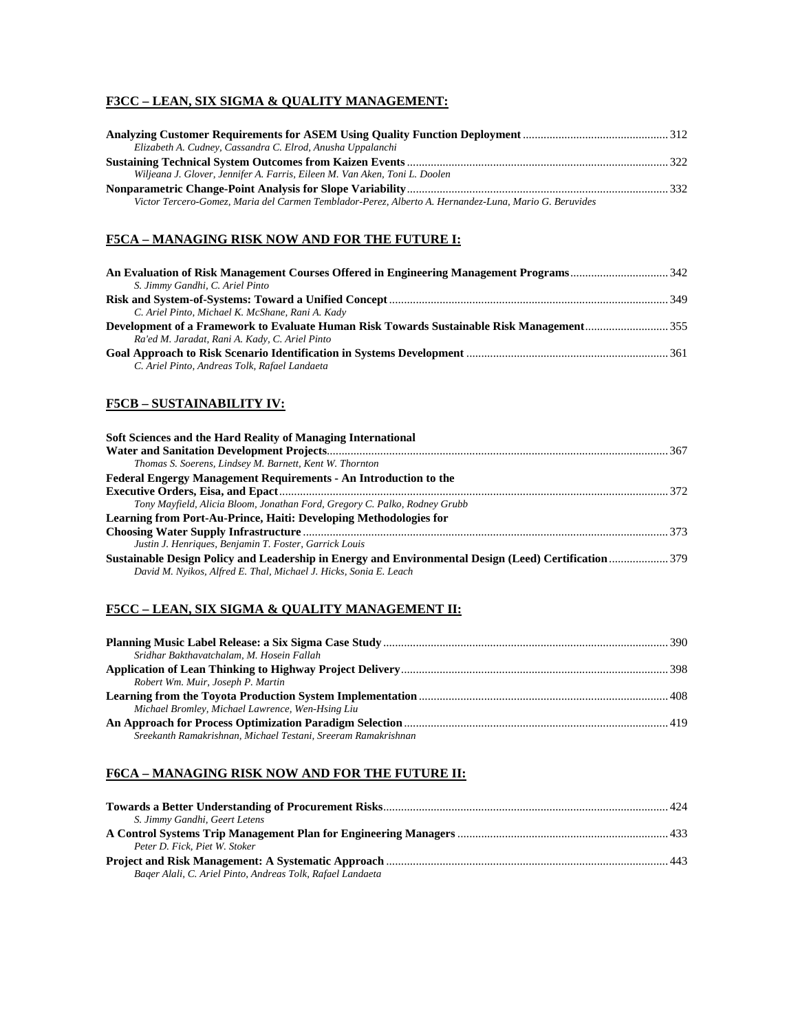## F3CC – LEAN, SIX SIGMA & QUALITY MANAGEMENT:

**Analyzing Customer Requirements for ASEM Using Quality Function Deployment** ................................................ 312
*Elizabeth A. Cudney, Cassandra C. Elrod, Anusha Uppalanchi*

**Sustaining Technical System Outcomes from Kaizen Events** ....................................................................................... 322
*Wiljeana J. Glover, Jennifer A. Farris, Eileen M. Van Aken, Toni L. Doolen*

**Nonparametric Change-Point Analysis for Slope Variability** ....................................................................................... 332
*Victor Tercero-Gomez, Maria del Carmen Temblador-Perez, Alberto A. Hernandez-Luna, Mario G. Beruvides*

## F5CA – MANAGING RISK NOW AND FOR THE FUTURE I:

**An Evaluation of Risk Management Courses Offered in Engineering Management Programs** ................................ 342
*S. Jimmy Gandhi, C. Ariel Pinto*

**Risk and System-of-Systems: Toward a Unified Concept** ............................................................................................. 349
*C. Ariel Pinto, Michael K. McShane, Rani A. Kady*

**Development of a Framework to Evaluate Human Risk Towards Sustainable Risk Management** ........................... 355
*Ra'ed M. Jaradat, Rani A. Kady, C. Ariel Pinto*

**Goal Approach to Risk Scenario Identification in Systems Development** ................................................................... 361
*C. Ariel Pinto, Andreas Tolk, Rafael Landaeta*

## F5CB – SUSTAINABILITY IV:

**Soft Sciences and the Hard Reality of Managing International Water and Sanitation Development Projects** .................................................................................................................. 367
*Thomas S. Soerens, Lindsey M. Barnett, Kent W. Thornton*

**Federal Engergy Management Requirements - An Introduction to the Executive Orders, Eisa, and Epact** ................................................................................................................................. 372
*Tony Mayfield, Alicia Bloom, Jonathan Ford, Gregory C. Palko, Rodney Grubb*

**Learning from Port-Au-Prince, Haiti: Developing Methodologies for Choosing Water Supply Infrastructure** .......................................................................................................................... 373
*Justin J. Henriques, Benjamin T. Foster, Garrick Louis*

**Sustainable Design Policy and Leadership in Energy and Environmental Design (Leed) Certification** .................... 379
*David M. Nyikos, Alfred E. Thal, Michael J. Hicks, Sonia E. Leach*

## F5CC – LEAN, SIX SIGMA & QUALITY MANAGEMENT II:

**Planning Music Label Release: a Six Sigma Case Study** ............................................................................................... 390
*Sridhar Bakthavatchalam, M. Hosein Fallah*

**Application of Lean Thinking to Highway Project Delivery** ......................................................................................... 398
*Robert Wm. Muir, Joseph P. Martin*

**Learning from the Toyota Production System Implementation** .................................................................................. 408
*Michael Bromley, Michael Lawrence, Wen-Hsing Liu*

**An Approach for Process Optimization Paradigm Selection** ........................................................................................ 419
*Sreekanth Ramakrishnan, Michael Testani, Sreeram Ramakrishnan*

## F6CA – MANAGING RISK NOW AND FOR THE FUTURE II:

**Towards a Better Understanding of Procurement Risks** ............................................................................................... 424
*S. Jimmy Gandhi, Geert Letens*

**A Control Systems Trip Management Plan for Engineering Managers** ...................................................................... 433
*Peter D. Fick, Piet W. Stoker*

**Project and Risk Management: A Systematic Approach** .............................................................................................. 443
*Baqer Alali, C. Ariel Pinto, Andreas Tolk, Rafael Landaeta*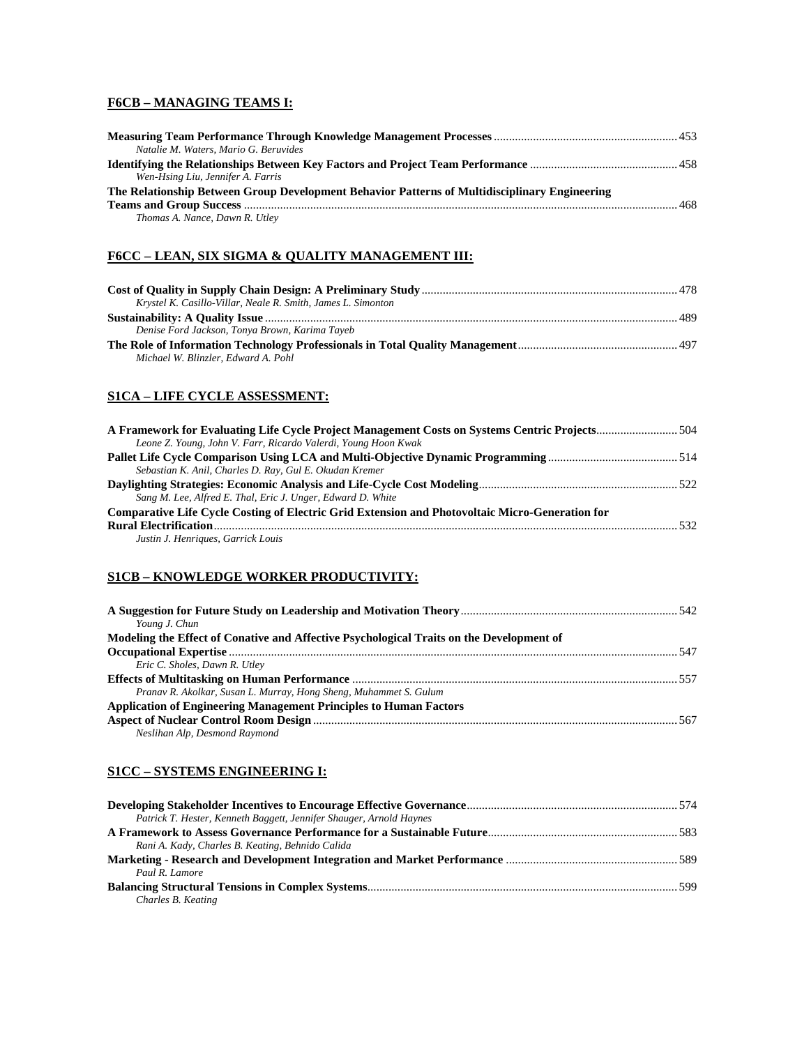## F6CB – MANAGING TEAMS I:

**Measuring Team Performance Through Knowledge Management Processes** ........................................................ 453
*Natalie M. Waters, Mario G. Beruvides*

**Identifying the Relationships Between Key Factors and Project Team Performance** ............................................ 458
*Wen-Hsing Liu, Jennifer A. Farris*

**The Relationship Between Group Development Behavior Patterns of Multidisciplinary Engineering Teams and Group Success** ........................................................................................................................................ 468
*Thomas A. Nance, Dawn R. Utley*

## F6CC – LEAN, SIX SIGMA & QUALITY MANAGEMENT III:

**Cost of Quality in Supply Chain Design: A Preliminary Study** ................................................................................ 478
*Krystel K. Casillo-Villar, Neale R. Smith, James L. Simonton*

**Sustainability: A Quality Issue** ..................................................................................................................................... 489
*Denise Ford Jackson, Tonya Brown, Karima Tayeb*

**The Role of Information Technology Professionals in Total Quality Management** ................................................ 497
*Michael W. Blinzler, Edward A. Pohl*

## S1CA – LIFE CYCLE ASSESSMENT:

**A Framework for Evaluating Life Cycle Project Management Costs on Systems Centric Projects** ......................... 504
*Leone Z. Young, John V. Farr, Ricardo Valerdi, Young Hoon Kwak*

**Pallet Life Cycle Comparison Using LCA and Multi-Objective Dynamic Programming** ......................................... 514
*Sebastian K. Anil, Charles D. Ray, Gul E. Okudan Kremer*

**Daylighting Strategies: Economic Analysis and Life-Cycle Cost Modeling** ................................................................ 522
*Sang M. Lee, Alfred E. Thal, Eric J. Unger, Edward D. White*

**Comparative Life Cycle Costing of Electric Grid Extension and Photovoltaic Micro-Generation for Rural Electrification** ........................................................................................................................................ 532
*Justin J. Henriques, Garrick Louis*

## S1CB – KNOWLEDGE WORKER PRODUCTIVITY:

**A Suggestion for Future Study on Leadership and Motivation Theory** ...................................................................... 542
*Young J. Chun*

**Modeling the Effect of Conative and Affective Psychological Traits on the Development of Occupational Expertise** ....................................................................................................................................... 547
*Eric C. Sholes, Dawn R. Utley*

**Effects of Multitasking on Human Performance** .......................................................................................................... 557
*Pranav R. Akolkar, Susan L. Murray, Hong Sheng, Muhammet S. Gulum*

**Application of Engineering Management Principles to Human Factors Aspect of Nuclear Control Room Design** ....................................................................................................................................... 567
*Neslihan Alp, Desmond Raymond*

## S1CC – SYSTEMS ENGINEERING I:

**Developing Stakeholder Incentives to Encourage Effective Governance** .................................................................... 574
*Patrick T. Hester, Kenneth Baggett, Jennifer Shauger, Arnold Haynes*

**A Framework to Assess Governance Performance for a Sustainable Future** ............................................................. 583
*Rani A. Kady, Charles B. Keating, Behnido Calida*

**Marketing - Research and Development Integration and Market Performance** ....................................................... 589
*Paul R. Lamore*

**Balancing Structural Tensions in Complex Systems** ..................................................................................................... 599
*Charles B. Keating*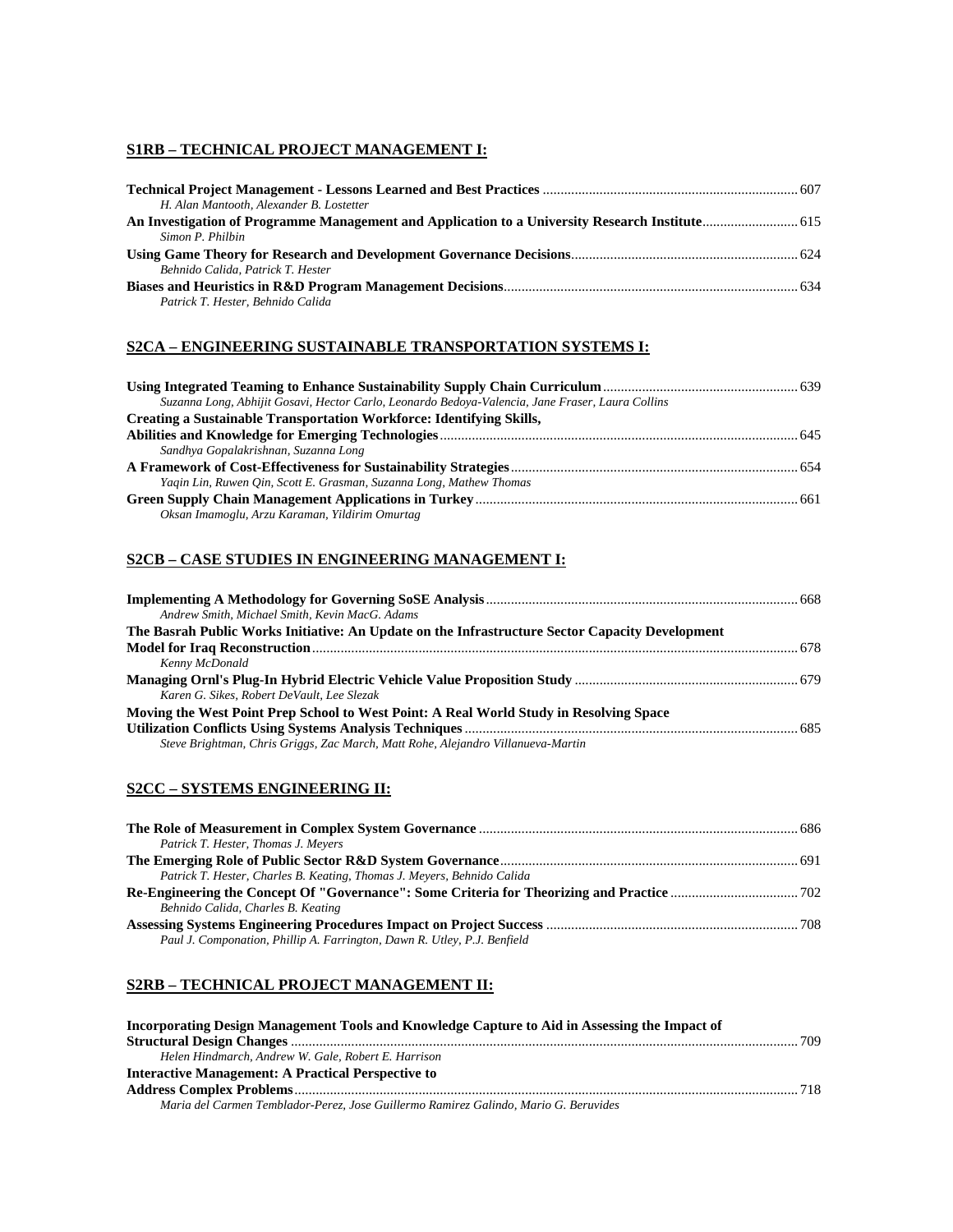## S1RB – TECHNICAL PROJECT MANAGEMENT I:

**Technical Project Management - Lessons Learned and Best Practices** ........ 607
*H. Alan Mantooth, Alexander B. Lostetter*

**An Investigation of Programme Management and Application to a University Research Institute** ........ 615
*Simon P. Philbin*

**Using Game Theory for Research and Development Governance Decisions** ........ 624
*Behnido Calida, Patrick T. Hester*

**Biases and Heuristics in R&D Program Management Decisions** ........ 634
*Patrick T. Hester, Behnido Calida*

## S2CA – ENGINEERING SUSTAINABLE TRANSPORTATION SYSTEMS I:

**Using Integrated Teaming to Enhance Sustainability Supply Chain Curriculum** ........ 639
*Suzanna Long, Abhijit Gosavi, Hector Carlo, Leonardo Bedoya-Valencia, Jane Fraser, Laura Collins*

**Creating a Sustainable Transportation Workforce: Identifying Skills, Abilities and Knowledge for Emerging Technologies** ........ 645
*Sandhya Gopalakrishnan, Suzanna Long*

**A Framework of Cost-Effectiveness for Sustainability Strategies** ........ 654
*Yaqin Lin, Ruwen Qin, Scott E. Grasman, Suzanna Long, Mathew Thomas*

**Green Supply Chain Management Applications in Turkey** ........ 661
*Oksan Imamoglu, Arzu Karaman, Yildirim Omurtag*

## S2CB – CASE STUDIES IN ENGINEERING MANAGEMENT I:

**Implementing A Methodology for Governing SoSE Analysis** ........ 668
*Andrew Smith, Michael Smith, Kevin MacG. Adams*

**The Basrah Public Works Initiative: An Update on the Infrastructure Sector Capacity Development Model for Iraq Reconstruction** ........ 678
*Kenny McDonald*

**Managing Ornl's Plug-In Hybrid Electric Vehicle Value Proposition Study** ........ 679
*Karen G. Sikes, Robert DeVault, Lee Slezak*

**Moving the West Point Prep School to West Point: A Real World Study in Resolving Space Utilization Conflicts Using Systems Analysis Techniques** ........ 685
*Steve Brightman, Chris Griggs, Zac March, Matt Rohe, Alejandro Villanueva-Martin*

## S2CC – SYSTEMS ENGINEERING II:

**The Role of Measurement in Complex System Governance** ........ 686
*Patrick T. Hester, Thomas J. Meyers*

**The Emerging Role of Public Sector R&D System Governance** ........ 691
*Patrick T. Hester, Charles B. Keating, Thomas J. Meyers, Behnido Calida*

**Re-Engineering the Concept Of "Governance": Some Criteria for Theorizing and Practice** ........ 702
*Behnido Calida, Charles B. Keating*

**Assessing Systems Engineering Procedures Impact on Project Success** ........ 708
*Paul J. Componation, Phillip A. Farrington, Dawn R. Utley, P.J. Benfield*

## S2RB – TECHNICAL PROJECT MANAGEMENT II:

**Incorporating Design Management Tools and Knowledge Capture to Aid in Assessing the Impact of Structural Design Changes** ........ 709
*Helen Hindmarch, Andrew W. Gale, Robert E. Harrison*

**Interactive Management: A Practical Perspective to Address Complex Problems** ........ 718
*Maria del Carmen Temblador-Perez, Jose Guillermo Ramirez Galindo, Mario G. Beruvides*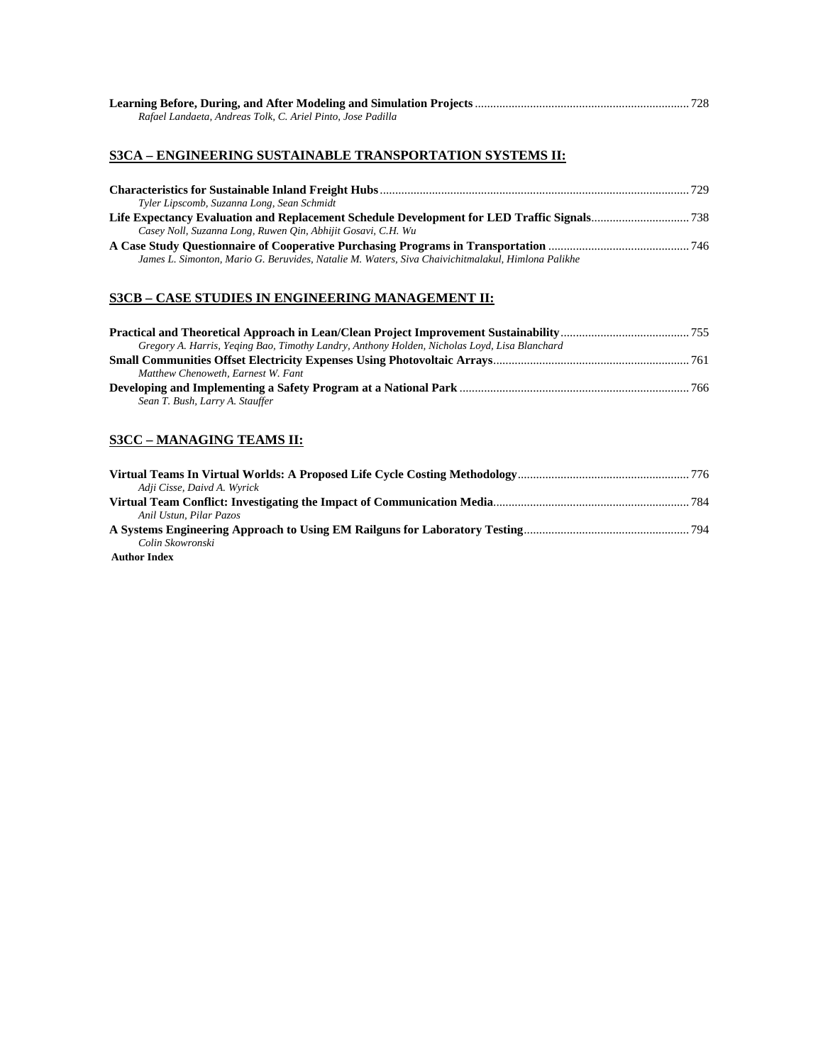**Learning Before, During, and After Modeling and Simulation Projects** ..................................................................... 728
*Rafael Landaeta, Andreas Tolk, C. Ariel Pinto, Jose Padilla*

## S3CA – ENGINEERING SUSTAINABLE TRANSPORTATION SYSTEMS II:

**Characteristics for Sustainable Inland Freight Hubs** ........................................................................................................ 729
*Tyler Lipscomb, Suzanna Long, Sean Schmidt*

**Life Expectancy Evaluation and Replacement Schedule Development for LED Traffic Signals** ................................ 738
*Casey Noll, Suzanna Long, Ruwen Qin, Abhijit Gosavi, C.H. Wu*

**A Case Study Questionnaire of Cooperative Purchasing Programs in Transportation** ............................................. 746
*James L. Simonton, Mario G. Beruvides, Natalie M. Waters, Siva Chaivichitmalakul, Himlona Palikhe*

## S3CB – CASE STUDIES IN ENGINEERING MANAGEMENT II:

**Practical and Theoretical Approach in Lean/Clean Project Improvement Sustainability** .......................................... 755
*Gregory A. Harris, Yeqing Bao, Timothy Landry, Anthony Holden, Nicholas Loyd, Lisa Blanchard*

**Small Communities Offset Electricity Expenses Using Photovoltaic Arrays** ............................................................... 761
*Matthew Chenoweth, Earnest W. Fant*

**Developing and Implementing a Safety Program at a National Park** .......................................................................... 766
*Sean T. Bush, Larry A. Stauffer*

## S3CC – MANAGING TEAMS II:

**Virtual Teams In Virtual Worlds: A Proposed Life Cycle Costing Methodology** ........................................................ 776
*Adji Cisse, Daivd A. Wyrick*

**Virtual Team Conflict: Investigating the Impact of Communication Media** ............................................................... 784
*Anil Ustun, Pilar Pazos*

**A Systems Engineering Approach to Using EM Railguns for Laboratory Testing** ...................................................... 794
*Colin Skowronski*

**Author Index**